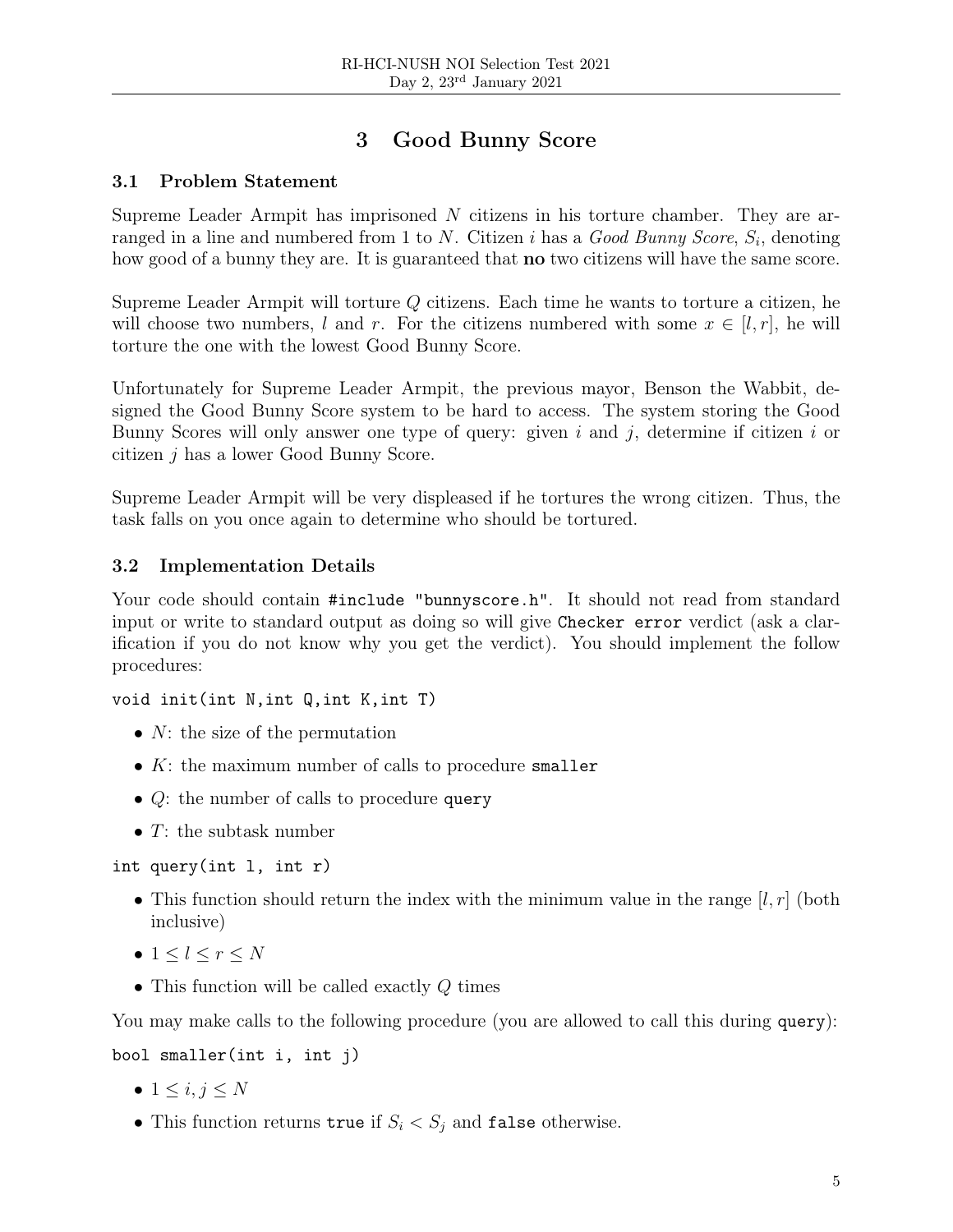# 3 Good Bunny Score

## 3.1 Problem Statement

Supreme Leader Armpit has imprisoned $N$ citizens in his torture chamber. They are arranged in a line and numbered from 1 to $N$. Citizen $i$ has a *Good Bunny Score*, $S_i$, denoting how good of a bunny they are. It is guaranteed that **no** two citizens will have the same score.

Supreme Leader Armpit will torture $Q$ citizens. Each time he wants to torture a citizen, he will choose two numbers, $l$ and $r$. For the citizens numbered with some $x \in [l, r]$, he will torture the one with the lowest Good Bunny Score.

Unfortunately for Supreme Leader Armpit, the previous mayor, Benson the Wabbit, designed the Good Bunny Score system to be hard to access. The system storing the Good Bunny Scores will only answer one type of query: given $i$ and $j$, determine if citizen $i$ or citizen $j$ has a lower Good Bunny Score.

Supreme Leader Armpit will be very displeased if he tortures the wrong citizen. Thus, the task falls on you once again to determine who should be tortured.

## 3.2 Implementation Details

Your code should contain `#include "bunnyscore.h"`. It should not read from standard input or write to standard output as doing so will give `Checker error` verdict (ask a clarification if you do not know why you get the verdict). You should implement the follow procedures:

`void init(int N,int Q,int K,int T)`

- $N$: the size of the permutation
- $K$: the maximum number of calls to procedure `smaller`
- $Q$: the number of calls to procedure `query`
- $T$: the subtask number

`int query(int l, int r)`

- This function should return the index with the minimum value in the range $[l, r]$ (both inclusive)
- $1 \leq l \leq r \leq N$
- This function will be called exactly $Q$ times

You may make calls to the following procedure (you are allowed to call this during `query`):

`bool smaller(int i, int j)`

- $1 \leq i, j \leq N$
- This function returns `true` if $S_i < S_j$ and `false` otherwise.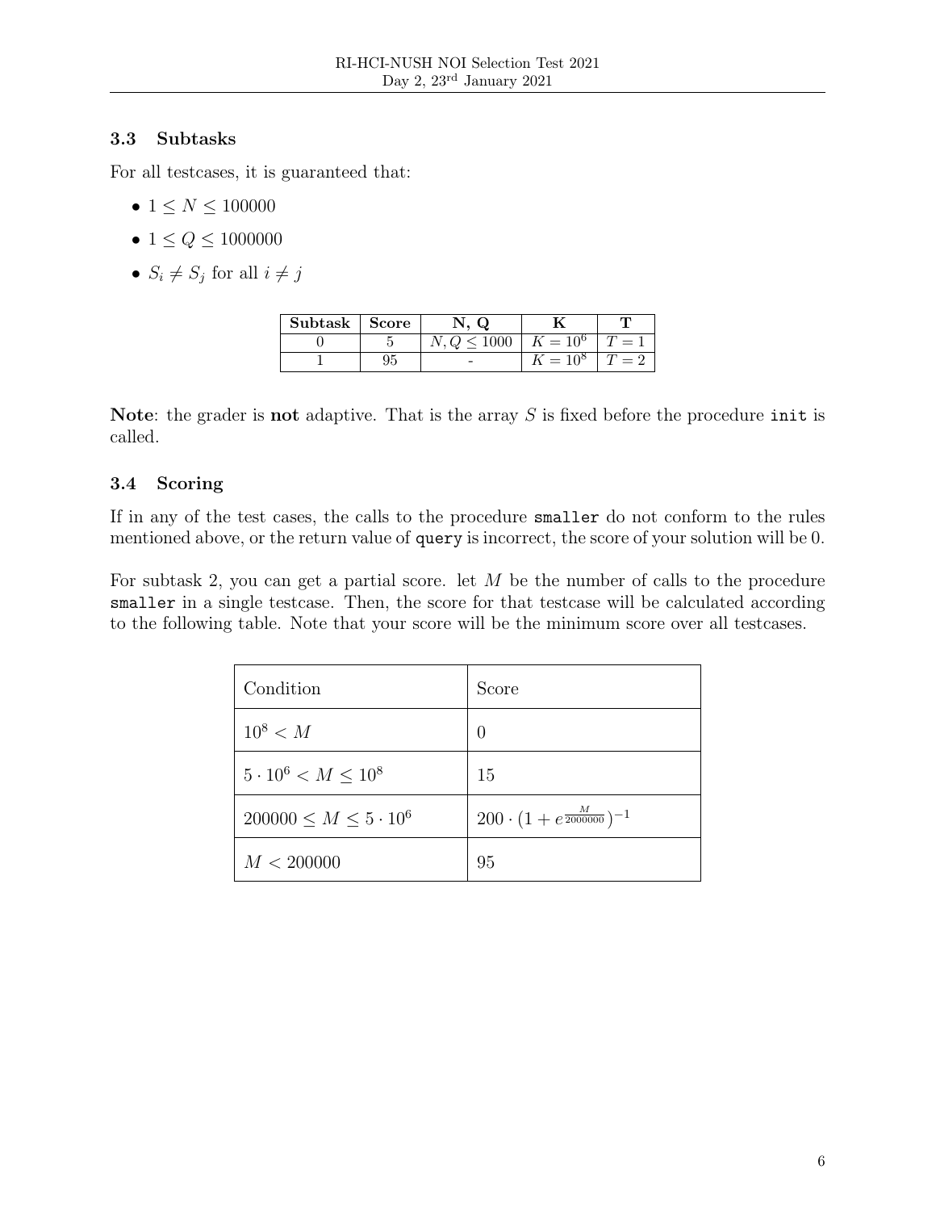### 3.3 Subtasks

For all testcases, it is guaranteed that:

- $1 \leq N \leq 100000$
- $1 \leq Q \leq 1000000$
- $S_i \neq S_j$ for all $i \neq j$

| Subtask | Score | N, Q | K | T |
|---|---|---|---|---|
| 0 | 5 | $N, Q \leq 1000$ | $K = 10^6$ | $T = 1$ |
| 1 | 95 | - | $K = 10^8$ | $T = 2$ |

**Note**: the grader is **not** adaptive. That is the array $S$ is fixed before the procedure `init` is called.

### 3.4 Scoring

If in any of the test cases, the calls to the procedure `smaller` do not conform to the rules mentioned above, or the return value of `query` is incorrect, the score of your solution will be 0.

For subtask 2, you can get a partial score. let $M$ be the number of calls to the procedure `smaller` in a single testcase. Then, the score for that testcase will be calculated according to the following table. Note that your score will be the minimum score over all testcases.

| Condition | Score |
|---|---|
| $10^8 < M$ | 0 |
| $5 \cdot 10^6 < M \leq 10^8$ | 15 |
| $200000 \leq M \leq 5 \cdot 10^6$ | $200 \cdot (1 + e^{\frac{M}{2000000}})^{-1}$ |
| $M < 200000$ | 95 |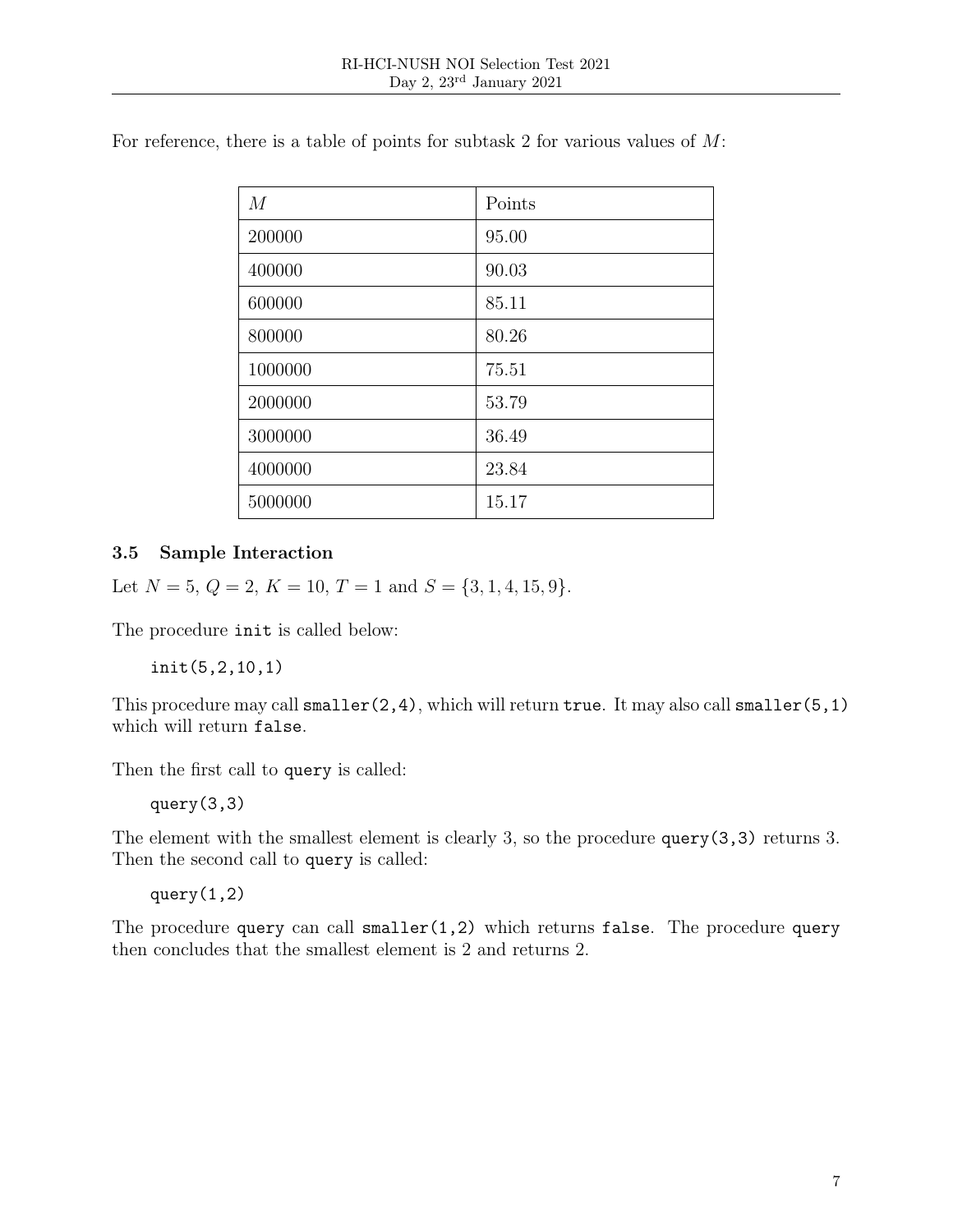For reference, there is a table of points for subtask 2 for various values of $M$:

| $M$ | Points |
|---|---|
| 200000 | 95.00 |
| 400000 | 90.03 |
| 600000 | 85.11 |
| 800000 | 80.26 |
| 1000000 | 75.51 |
| 2000000 | 53.79 |
| 3000000 | 36.49 |
| 4000000 | 23.84 |
| 5000000 | 15.17 |

### 3.5 Sample Interaction

Let $N = 5$, $Q = 2$, $K = 10$, $T = 1$ and $S = \{3, 1, 4, 15, 9\}$.

The procedure `init` is called below:

```
init(5,2,10,1)
```

This procedure may call `smaller(2,4)`, which will return `true`. It may also call `smaller(5,1)` which will return `false`.

Then the first call to `query` is called:

```
query(3,3)
```

The element with the smallest element is clearly 3, so the procedure `query(3,3)` returns 3. Then the second call to `query` is called:

```
query(1,2)
```

The procedure `query` can call `smaller(1,2)` which returns `false`. The procedure `query` then concludes that the smallest element is 2 and returns 2.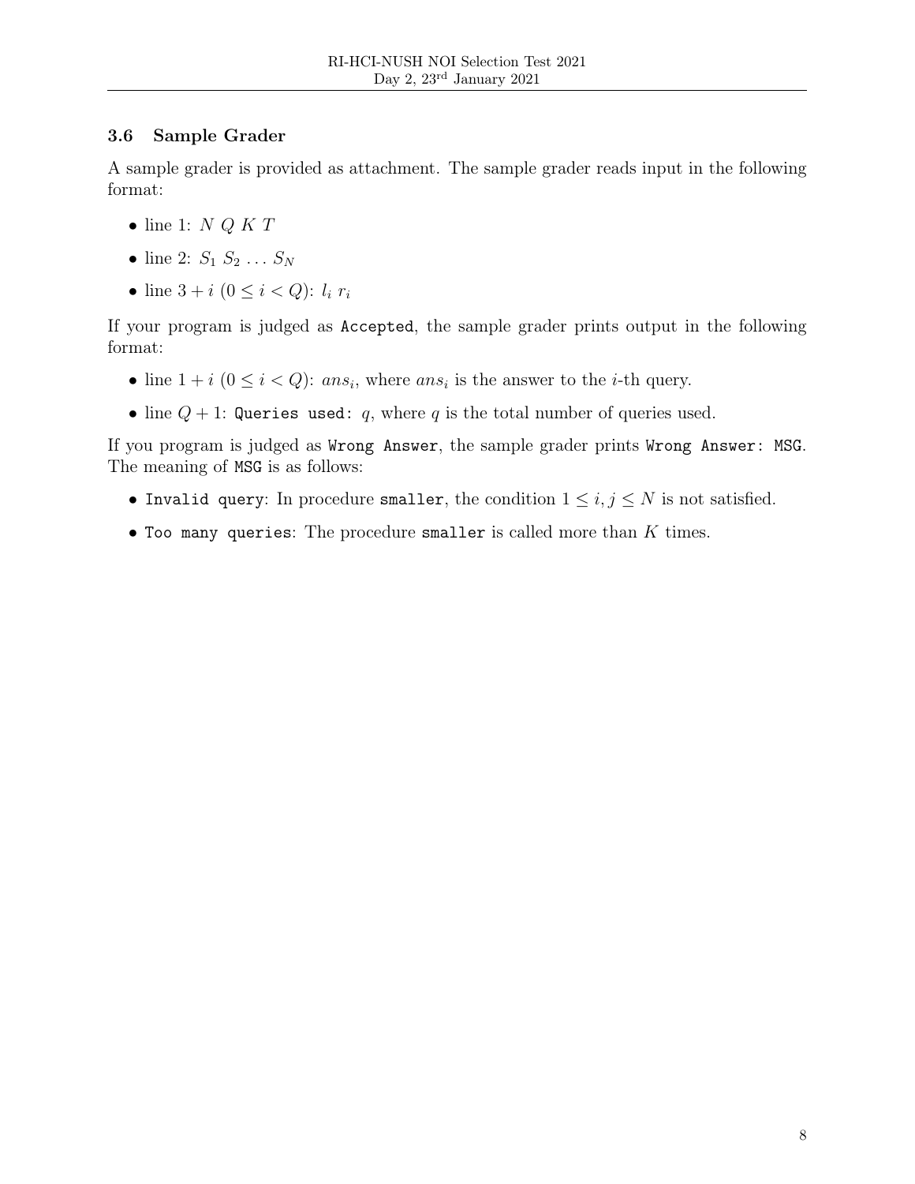### 3.6 Sample Grader

A sample grader is provided as attachment. The sample grader reads input in the following format:

- line 1: $N\ Q\ K\ T$
- line 2: $S_1\ S_2\ \ldots\ S_N$
- line $3 + i$ $(0 \leq i < Q)$: $l_i\ r_i$

If your program is judged as `Accepted`, the sample grader prints output in the following format:

- line $1 + i$ $(0 \leq i < Q)$: $ans_i$, where $ans_i$ is the answer to the $i$-th query.
- line $Q + 1$: `Queries used:` $q$, where $q$ is the total number of queries used.

If you program is judged as `Wrong Answer`, the sample grader prints `Wrong Answer: MSG`. The meaning of `MSG` is as follows:

- `Invalid query`: In procedure `smaller`, the condition $1 \leq i, j \leq N$ is not satisfied.
- `Too many queries`: The procedure `smaller` is called more than $K$ times.